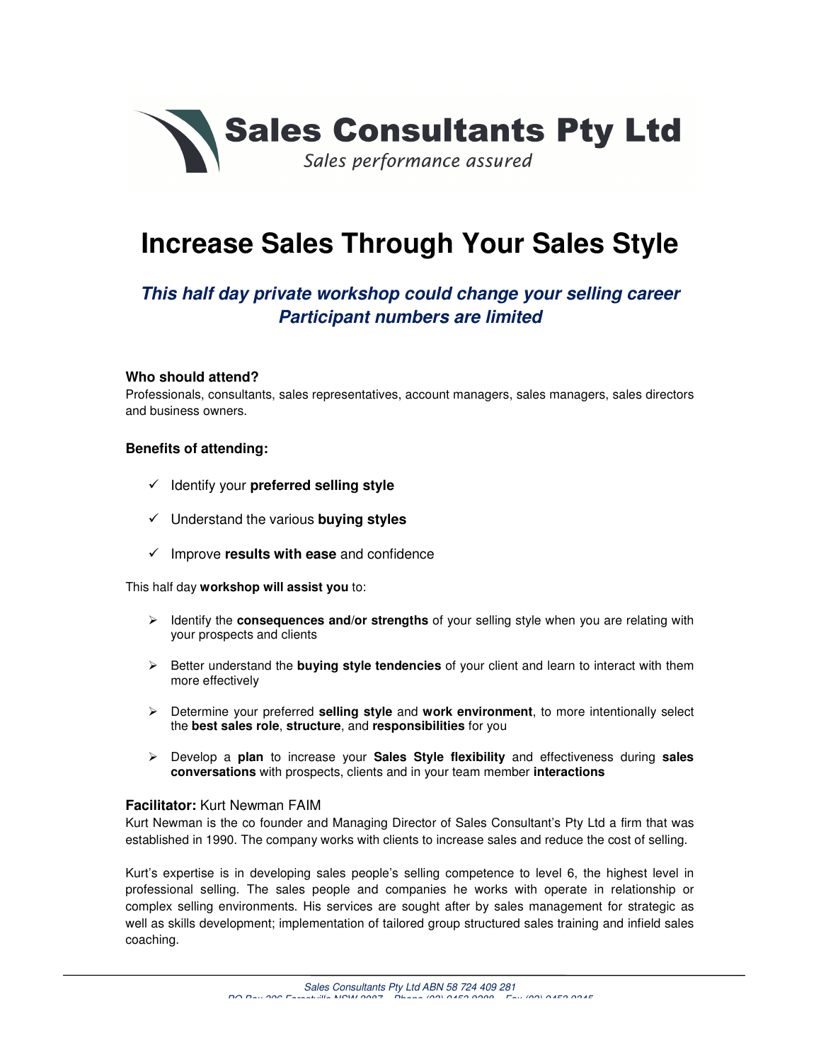**Sales Consultants Pty Ltd**

*Sales performance assured*

# Increase Sales Through Your Sales Style

## *This half day private workshop could change your selling career*
## *Participant numbers are limited*

**Who should attend?**

Professionals, consultants, sales representatives, account managers, sales managers, sales directors and business owners.

**Benefits of attending:**

- ✓ Identify your **preferred selling style**
- ✓ Understand the various **buying styles**
- ✓ Improve **results with ease** and confidence

This half day **workshop will assist you** to:

- Identify the **consequences and/or strengths** of your selling style when you are relating with your prospects and clients
- Better understand the **buying style tendencies** of your client and learn to interact with them more effectively
- Determine your preferred **selling style** and **work environment**, to more intentionally select the **best sales role**, **structure**, and **responsibilities** for you
- Develop a **plan** to increase your **Sales Style flexibility** and effectiveness during **sales conversations** with prospects, clients and in your team member **interactions**

**Facilitator:** Kurt Newman FAIM

Kurt Newman is the co founder and Managing Director of Sales Consultant's Pty Ltd a firm that was established in 1990. The company works with clients to increase sales and reduce the cost of selling.

Kurt's expertise is in developing sales people's selling competence to level 6, the highest level in professional selling. The sales people and companies he works with operate in relationship or complex selling environments. His services are sought after by sales management for strategic as well as skills development; implementation of tailored group structured sales training and infield sales coaching.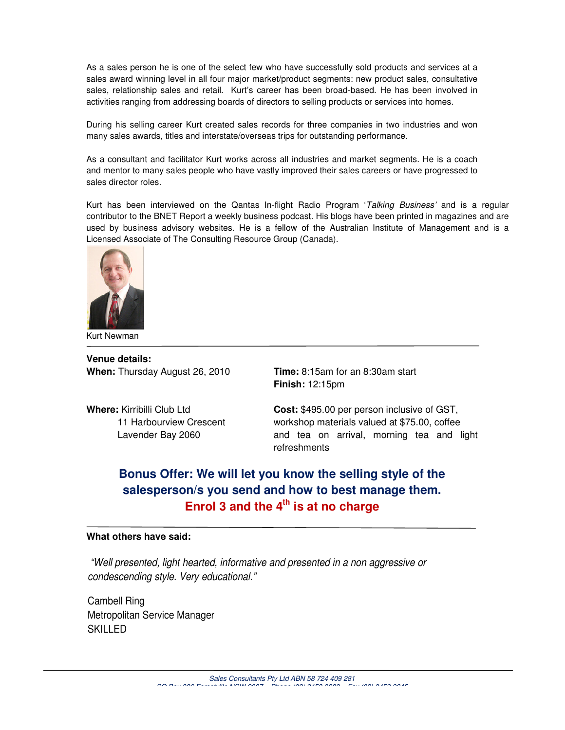As a sales person he is one of the select few who have successfully sold products and services at a sales award winning level in all four major market/product segments: new product sales, consultative sales, relationship sales and retail. Kurt's career has been broad-based. He has been involved in activities ranging from addressing boards of directors to selling products or services into homes.

During his selling career Kurt created sales records for three companies in two industries and won many sales awards, titles and interstate/overseas trips for outstanding performance.

As a consultant and facilitator Kurt works across all industries and market segments. He is a coach and mentor to many sales people who have vastly improved their sales careers or have progressed to sales director roles.

Kurt has been interviewed on the Qantas In-flight Radio Program '*Talking Business*' and is a regular contributor to the BNET Report a weekly business podcast. His blogs have been printed in magazines and are used by business advisory websites. He is a fellow of the Australian Institute of Management and is a Licensed Associate of The Consulting Resource Group (Canada).

Kurt Newman

---

**Venue details:**

**When:** Thursday August 26, 2010

**Time:** 8:15am for an 8:30am start
**Finish:** 12:15pm

**Where:** Kirribilli Club Ltd
11 Harbourview Crescent
Lavender Bay 2060

**Cost:** $495.00 per person inclusive of GST, workshop materials valued at $75.00, coffee and tea on arrival, morning tea and light refreshments

**Bonus Offer: We will let you know the selling style of the salesperson/s you send and how to best manage them.**
**Enrol 3 and the 4th is at no charge**

---

**What others have said:**

*"Well presented, light hearted, informative and presented in a non aggressive or condescending style. Very educational."*

Cambell Ring
Metropolitan Service Manager
SKILLED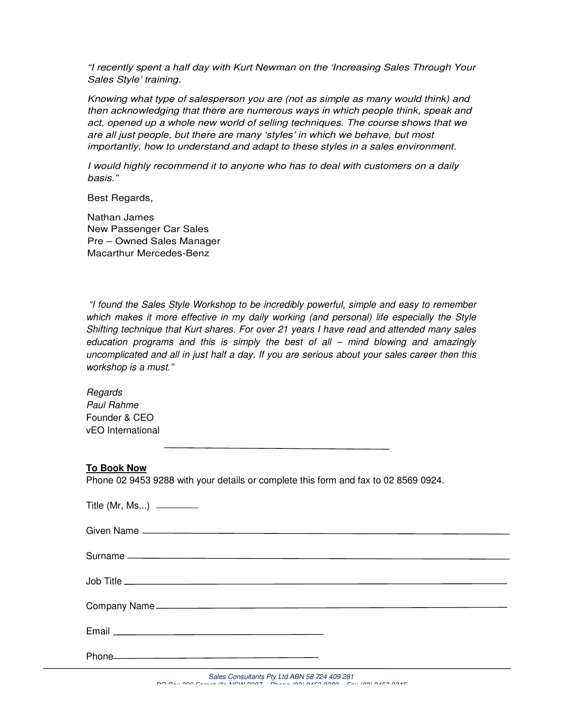*"I recently spent a half day with Kurt Newman on the 'Increasing Sales Through Your Sales Style' training.*

*Knowing what type of salesperson you are (not as simple as many would think) and then acknowledging that there are numerous ways in which people think, speak and act, opened up a whole new world of selling techniques. The course shows that we are all just people, but there are many 'styles' in which we behave, but most importantly, how to understand and adapt to these styles in a sales environment.*

*I would highly recommend it to anyone who has to deal with customers on a daily basis."*

Best Regards,

Nathan James
New Passenger Car Sales
Pre – Owned Sales Manager
Macarthur Mercedes-Benz

*"I found the Sales Style Workshop to be incredibly powerful, simple and easy to remember which makes it more effective in my daily working (and personal) life especially the Style Shifting technique that Kurt shares. For over 21 years I have read and attended many sales education programs and this is simply the best of all – mind blowing and amazingly uncomplicated and all in just half a day. If you are serious about your sales career then this workshop is a must."*

*Regards*
*Paul Rahme*
Founder & CEO
vEO International

---

**To Book Now**

Phone 02 9453 9288 with your details or complete this form and fax to 02 8569 0924.

Title (Mr, Ms...) ________

Given Name ____________________________________________

Surname ____________________________________________

Job Title ____________________________________________

Company Name ____________________________________________

Email ______________________________

Phone ______________________________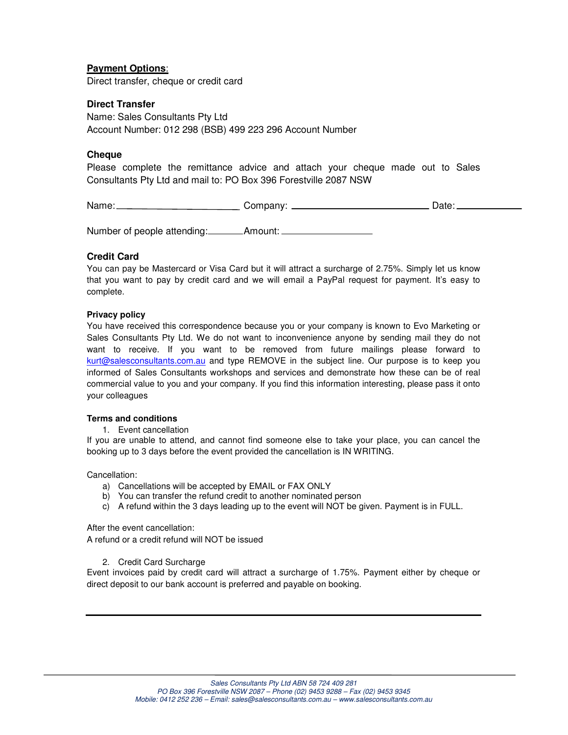**<u>Payment Options</u>**:
Direct transfer, cheque or credit card

**Direct Transfer**
Name: Sales Consultants Pty Ltd
Account Number: 012 298 (BSB) 499 223 296 Account Number

**Cheque**
Please complete the remittance advice and attach your cheque made out to Sales Consultants Pty Ltd and mail to: PO Box 396 Forestville 2087 NSW

Name: ______________________ Company: ________________________ Date: ____________

Number of people attending: _______ Amount: _________________

**Credit Card**
You can pay be Mastercard or Visa Card but it will attract a surcharge of 2.75%. Simply let us know that you want to pay by credit card and we will email a PayPal request for payment. It's easy to complete.

**Privacy policy**
You have received this correspondence because you or your company is known to Evo Marketing or Sales Consultants Pty Ltd. We do not want to inconvenience anyone by sending mail they do not want to receive. If you want to be removed from future mailings please forward to kurt@salesconsultants.com.au and type REMOVE in the subject line. Our purpose is to keep you informed of Sales Consultants workshops and services and demonstrate how these can be of real commercial value to you and your company. If you find this information interesting, please pass it onto your colleagues

**Terms and conditions**

1. Event cancellation

If you are unable to attend, and cannot find someone else to take your place, you can cancel the booking up to 3 days before the event provided the cancellation is IN WRITING.

Cancellation:

a) Cancellations will be accepted by EMAIL or FAX ONLY
b) You can transfer the refund credit to another nominated person
c) A refund within the 3 days leading up to the event will NOT be given. Payment is in FULL.

After the event cancellation:
A refund or a credit refund will NOT be issued

2. Credit Card Surcharge

Event invoices paid by credit card will attract a surcharge of 1.75%. Payment either by cheque or direct deposit to our bank account is preferred and payable on booking.

*Sales Consultants Pty Ltd ABN 58 724 409 281*
*PO Box 396 Forestville NSW 2087 – Phone (02) 9453 9288 – Fax (02) 9453 9345*
*Mobile: 0412 252 236 – Email: sales@salesconsultants.com.au – www.salesconsultants.com.au*